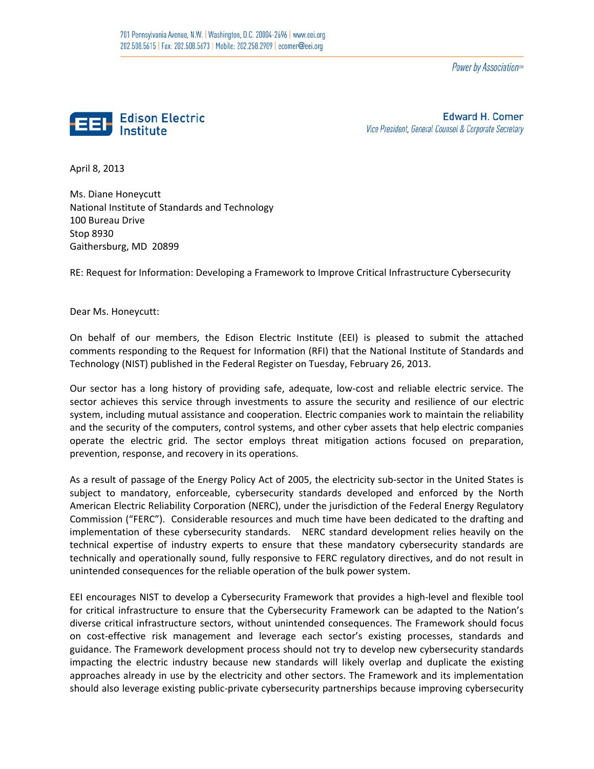701 Pennsylvania Avenue, N.W. | Washington, D.C. 20004-2696 | www.eei.org
202.508.5615 | Fax: 202.508.5673 | Mobile: 202.258.2909 | ecomer@eei.org

*Power by Association*℠

**Edison Electric Institute**

**Edward H. Comer**
*Vice President, General Counsel & Corporate Secretary*

April 8, 2013

Ms. Diane Honeycutt
National Institute of Standards and Technology
100 Bureau Drive
Stop 8930
Gaithersburg, MD 20899

RE: Request for Information: Developing a Framework to Improve Critical Infrastructure Cybersecurity

Dear Ms. Honeycutt:

On behalf of our members, the Edison Electric Institute (EEI) is pleased to submit the attached comments responding to the Request for Information (RFI) that the National Institute of Standards and Technology (NIST) published in the Federal Register on Tuesday, February 26, 2013.

Our sector has a long history of providing safe, adequate, low-cost and reliable electric service. The sector achieves this service through investments to assure the security and resilience of our electric system, including mutual assistance and cooperation. Electric companies work to maintain the reliability and the security of the computers, control systems, and other cyber assets that help electric companies operate the electric grid. The sector employs threat mitigation actions focused on preparation, prevention, response, and recovery in its operations.

As a result of passage of the Energy Policy Act of 2005, the electricity sub-sector in the United States is subject to mandatory, enforceable, cybersecurity standards developed and enforced by the North American Electric Reliability Corporation (NERC), under the jurisdiction of the Federal Energy Regulatory Commission ("FERC"). Considerable resources and much time have been dedicated to the drafting and implementation of these cybersecurity standards. NERC standard development relies heavily on the technical expertise of industry experts to ensure that these mandatory cybersecurity standards are technically and operationally sound, fully responsive to FERC regulatory directives, and do not result in unintended consequences for the reliable operation of the bulk power system.

EEI encourages NIST to develop a Cybersecurity Framework that provides a high-level and flexible tool for critical infrastructure to ensure that the Cybersecurity Framework can be adapted to the Nation's diverse critical infrastructure sectors, without unintended consequences. The Framework should focus on cost-effective risk management and leverage each sector's existing processes, standards and guidance. The Framework development process should not try to develop new cybersecurity standards impacting the electric industry because new standards will likely overlap and duplicate the existing approaches already in use by the electricity and other sectors. The Framework and its implementation should also leverage existing public-private cybersecurity partnerships because improving cybersecurity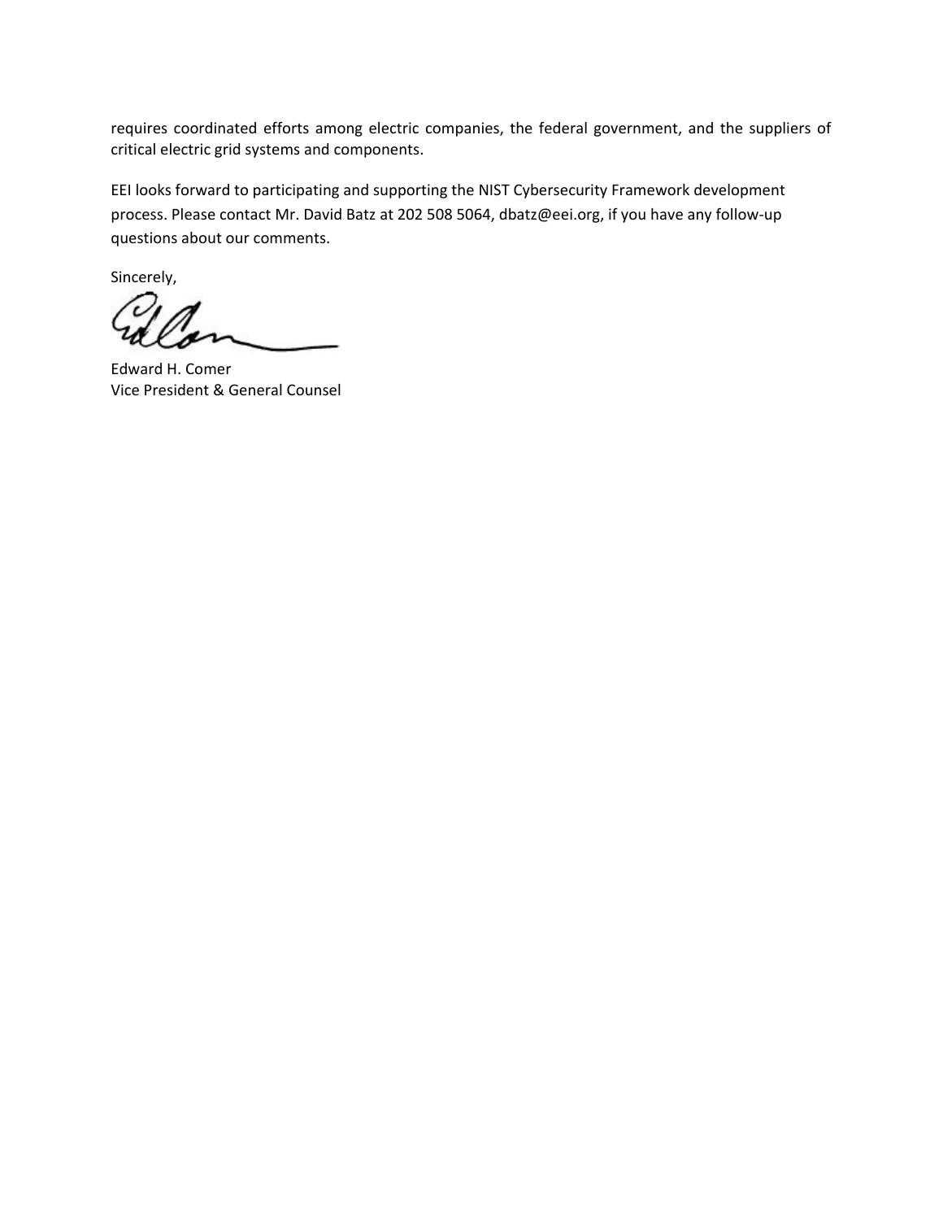requires coordinated efforts among electric companies, the federal government, and the suppliers of critical electric grid systems and components.

EEI looks forward to participating and supporting the NIST Cybersecurity Framework development process. Please contact Mr. David Batz at 202 508 5064, dbatz@eei.org, if you have any follow-up questions about our comments.

Sincerely,

Edward H. Comer
Vice President & General Counsel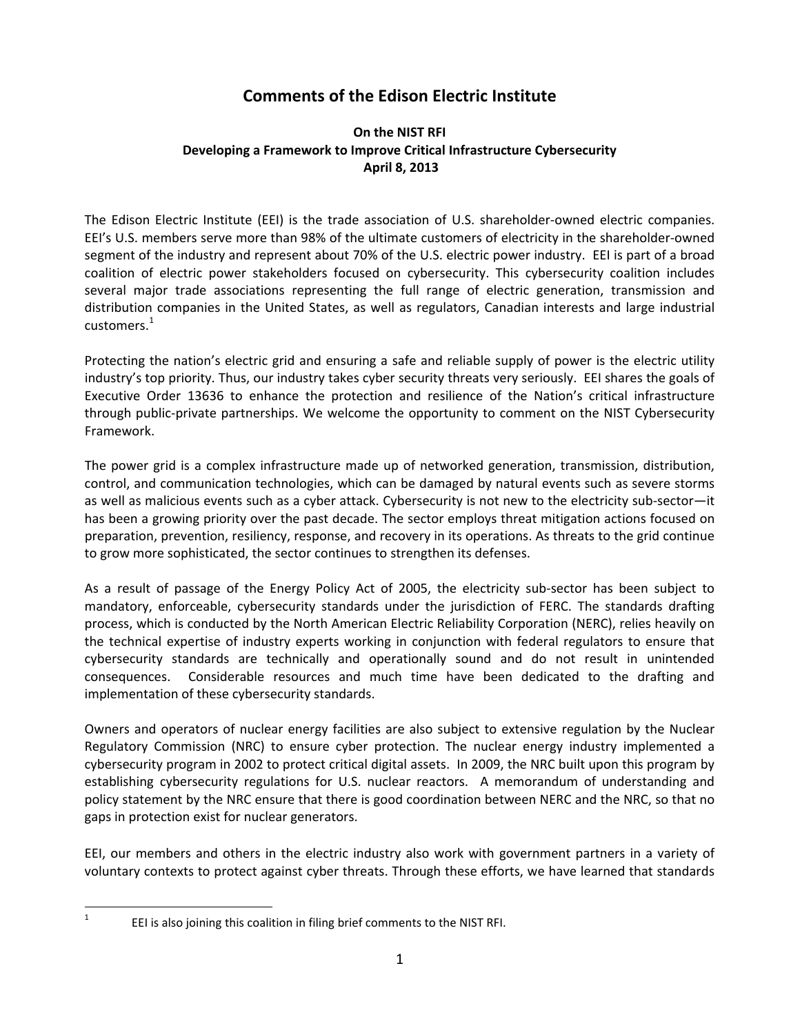# Comments of the Edison Electric Institute

**On the NIST RFI**
**Developing a Framework to Improve Critical Infrastructure Cybersecurity**
**April 8, 2013**

The Edison Electric Institute (EEI) is the trade association of U.S. shareholder-owned electric companies. EEI's U.S. members serve more than 98% of the ultimate customers of electricity in the shareholder-owned segment of the industry and represent about 70% of the U.S. electric power industry. EEI is part of a broad coalition of electric power stakeholders focused on cybersecurity. This cybersecurity coalition includes several major trade associations representing the full range of electric generation, transmission and distribution companies in the United States, as well as regulators, Canadian interests and large industrial customers.[1]

Protecting the nation's electric grid and ensuring a safe and reliable supply of power is the electric utility industry's top priority. Thus, our industry takes cyber security threats very seriously. EEI shares the goals of Executive Order 13636 to enhance the protection and resilience of the Nation's critical infrastructure through public-private partnerships. We welcome the opportunity to comment on the NIST Cybersecurity Framework.

The power grid is a complex infrastructure made up of networked generation, transmission, distribution, control, and communication technologies, which can be damaged by natural events such as severe storms as well as malicious events such as a cyber attack. Cybersecurity is not new to the electricity sub-sector—it has been a growing priority over the past decade. The sector employs threat mitigation actions focused on preparation, prevention, resiliency, response, and recovery in its operations. As threats to the grid continue to grow more sophisticated, the sector continues to strengthen its defenses.

As a result of passage of the Energy Policy Act of 2005, the electricity sub-sector has been subject to mandatory, enforceable, cybersecurity standards under the jurisdiction of FERC. The standards drafting process, which is conducted by the North American Electric Reliability Corporation (NERC), relies heavily on the technical expertise of industry experts working in conjunction with federal regulators to ensure that cybersecurity standards are technically and operationally sound and do not result in unintended consequences. Considerable resources and much time have been dedicated to the drafting and implementation of these cybersecurity standards.

Owners and operators of nuclear energy facilities are also subject to extensive regulation by the Nuclear Regulatory Commission (NRC) to ensure cyber protection. The nuclear energy industry implemented a cybersecurity program in 2002 to protect critical digital assets. In 2009, the NRC built upon this program by establishing cybersecurity regulations for U.S. nuclear reactors. A memorandum of understanding and policy statement by the NRC ensure that there is good coordination between NERC and the NRC, so that no gaps in protection exist for nuclear generators.

EEI, our members and others in the electric industry also work with government partners in a variety of voluntary contexts to protect against cyber threats. Through these efforts, we have learned that standards

---

[1] EEI is also joining this coalition in filing brief comments to the NIST RFI.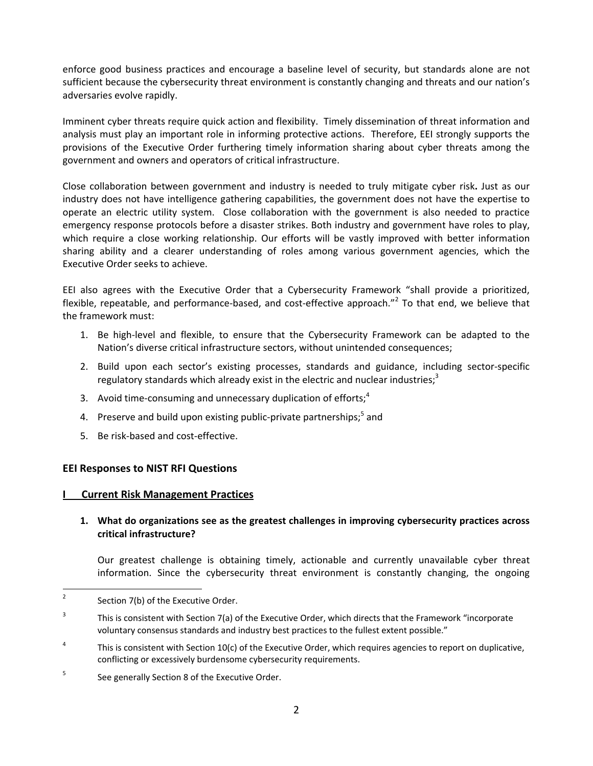enforce good business practices and encourage a baseline level of security, but standards alone are not sufficient because the cybersecurity threat environment is constantly changing and threats and our nation's adversaries evolve rapidly.

Imminent cyber threats require quick action and flexibility. Timely dissemination of threat information and analysis must play an important role in informing protective actions. Therefore, EEI strongly supports the provisions of the Executive Order furthering timely information sharing about cyber threats among the government and owners and operators of critical infrastructure.

Close collaboration between government and industry is needed to truly mitigate cyber risk**.** Just as our industry does not have intelligence gathering capabilities, the government does not have the expertise to operate an electric utility system. Close collaboration with the government is also needed to practice emergency response protocols before a disaster strikes. Both industry and government have roles to play, which require a close working relationship. Our efforts will be vastly improved with better information sharing ability and a clearer understanding of roles among various government agencies, which the Executive Order seeks to achieve.

EEI also agrees with the Executive Order that a Cybersecurity Framework "shall provide a prioritized, flexible, repeatable, and performance-based, and cost-effective approach."[2] To that end, we believe that the framework must:

1. Be high-level and flexible, to ensure that the Cybersecurity Framework can be adapted to the Nation's diverse critical infrastructure sectors, without unintended consequences;
2. Build upon each sector's existing processes, standards and guidance, including sector-specific regulatory standards which already exist in the electric and nuclear industries;[3]
3. Avoid time-consuming and unnecessary duplication of efforts;[4]
4. Preserve and build upon existing public-private partnerships;[5] and
5. Be risk-based and cost-effective.

## EEI Responses to NIST RFI Questions

### I Current Risk Management Practices

**1. What do organizations see as the greatest challenges in improving cybersecurity practices across critical infrastructure?**

Our greatest challenge is obtaining timely, actionable and currently unavailable cyber threat information. Since the cybersecurity threat environment is constantly changing, the ongoing

---

[2] Section 7(b) of the Executive Order.

[3] This is consistent with Section 7(a) of the Executive Order, which directs that the Framework "incorporate voluntary consensus standards and industry best practices to the fullest extent possible."

[4] This is consistent with Section 10(c) of the Executive Order, which requires agencies to report on duplicative, conflicting or excessively burdensome cybersecurity requirements.

[5] See generally Section 8 of the Executive Order.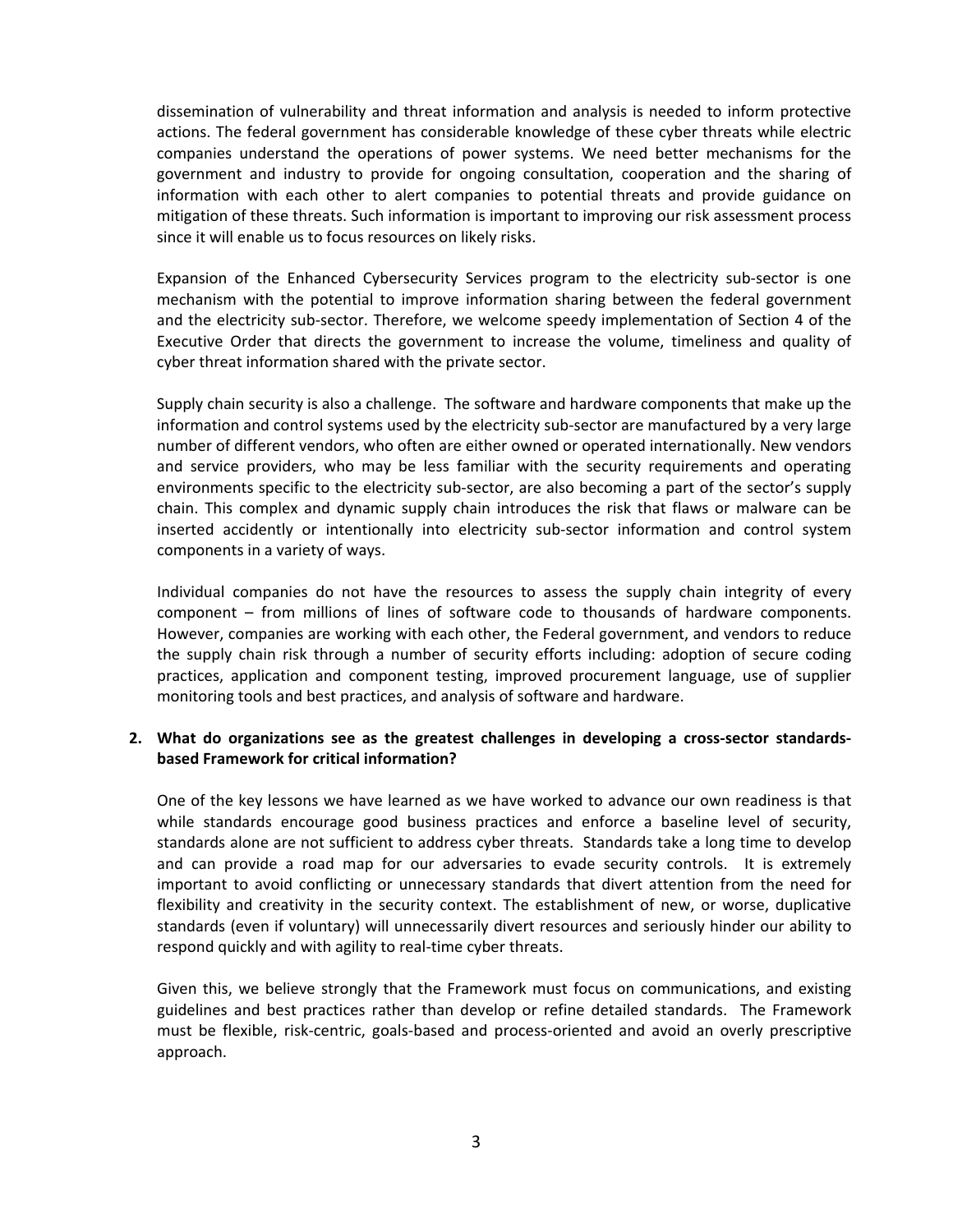dissemination of vulnerability and threat information and analysis is needed to inform protective actions. The federal government has considerable knowledge of these cyber threats while electric companies understand the operations of power systems. We need better mechanisms for the government and industry to provide for ongoing consultation, cooperation and the sharing of information with each other to alert companies to potential threats and provide guidance on mitigation of these threats. Such information is important to improving our risk assessment process since it will enable us to focus resources on likely risks.

Expansion of the Enhanced Cybersecurity Services program to the electricity sub-sector is one mechanism with the potential to improve information sharing between the federal government and the electricity sub-sector. Therefore, we welcome speedy implementation of Section 4 of the Executive Order that directs the government to increase the volume, timeliness and quality of cyber threat information shared with the private sector.

Supply chain security is also a challenge. The software and hardware components that make up the information and control systems used by the electricity sub-sector are manufactured by a very large number of different vendors, who often are either owned or operated internationally. New vendors and service providers, who may be less familiar with the security requirements and operating environments specific to the electricity sub-sector, are also becoming a part of the sector's supply chain. This complex and dynamic supply chain introduces the risk that flaws or malware can be inserted accidently or intentionally into electricity sub-sector information and control system components in a variety of ways.

Individual companies do not have the resources to assess the supply chain integrity of every component – from millions of lines of software code to thousands of hardware components. However, companies are working with each other, the Federal government, and vendors to reduce the supply chain risk through a number of security efforts including: adoption of secure coding practices, application and component testing, improved procurement language, use of supplier monitoring tools and best practices, and analysis of software and hardware.

**2. What do organizations see as the greatest challenges in developing a cross-sector standards-based Framework for critical information?**

One of the key lessons we have learned as we have worked to advance our own readiness is that while standards encourage good business practices and enforce a baseline level of security, standards alone are not sufficient to address cyber threats. Standards take a long time to develop and can provide a road map for our adversaries to evade security controls. It is extremely important to avoid conflicting or unnecessary standards that divert attention from the need for flexibility and creativity in the security context. The establishment of new, or worse, duplicative standards (even if voluntary) will unnecessarily divert resources and seriously hinder our ability to respond quickly and with agility to real-time cyber threats.

Given this, we believe strongly that the Framework must focus on communications, and existing guidelines and best practices rather than develop or refine detailed standards. The Framework must be flexible, risk-centric, goals-based and process-oriented and avoid an overly prescriptive approach.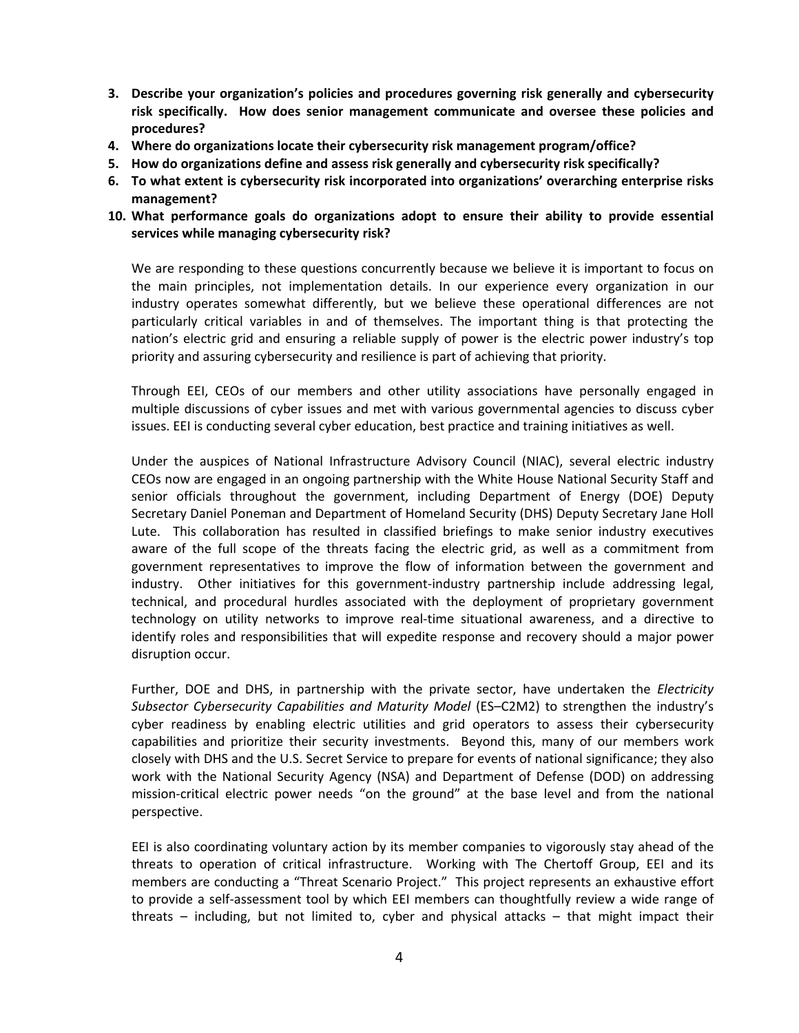3. **Describe your organization's policies and procedures governing risk generally and cybersecurity risk specifically. How does senior management communicate and oversee these policies and procedures?**
4. **Where do organizations locate their cybersecurity risk management program/office?**
5. **How do organizations define and assess risk generally and cybersecurity risk specifically?**
6. **To what extent is cybersecurity risk incorporated into organizations' overarching enterprise risks management?**
10. **What performance goals do organizations adopt to ensure their ability to provide essential services while managing cybersecurity risk?**

We are responding to these questions concurrently because we believe it is important to focus on the main principles, not implementation details. In our experience every organization in our industry operates somewhat differently, but we believe these operational differences are not particularly critical variables in and of themselves. The important thing is that protecting the nation's electric grid and ensuring a reliable supply of power is the electric power industry's top priority and assuring cybersecurity and resilience is part of achieving that priority.

Through EEI, CEOs of our members and other utility associations have personally engaged in multiple discussions of cyber issues and met with various governmental agencies to discuss cyber issues. EEI is conducting several cyber education, best practice and training initiatives as well.

Under the auspices of National Infrastructure Advisory Council (NIAC), several electric industry CEOs now are engaged in an ongoing partnership with the White House National Security Staff and senior officials throughout the government, including Department of Energy (DOE) Deputy Secretary Daniel Poneman and Department of Homeland Security (DHS) Deputy Secretary Jane Holl Lute. This collaboration has resulted in classified briefings to make senior industry executives aware of the full scope of the threats facing the electric grid, as well as a commitment from government representatives to improve the flow of information between the government and industry. Other initiatives for this government-industry partnership include addressing legal, technical, and procedural hurdles associated with the deployment of proprietary government technology on utility networks to improve real-time situational awareness, and a directive to identify roles and responsibilities that will expedite response and recovery should a major power disruption occur.

Further, DOE and DHS, in partnership with the private sector, have undertaken the *Electricity Subsector Cybersecurity Capabilities and Maturity Model* (ES–C2M2) to strengthen the industry's cyber readiness by enabling electric utilities and grid operators to assess their cybersecurity capabilities and prioritize their security investments. Beyond this, many of our members work closely with DHS and the U.S. Secret Service to prepare for events of national significance; they also work with the National Security Agency (NSA) and Department of Defense (DOD) on addressing mission-critical electric power needs "on the ground" at the base level and from the national perspective.

EEI is also coordinating voluntary action by its member companies to vigorously stay ahead of the threats to operation of critical infrastructure. Working with The Chertoff Group, EEI and its members are conducting a "Threat Scenario Project." This project represents an exhaustive effort to provide a self-assessment tool by which EEI members can thoughtfully review a wide range of threats – including, but not limited to, cyber and physical attacks – that might impact their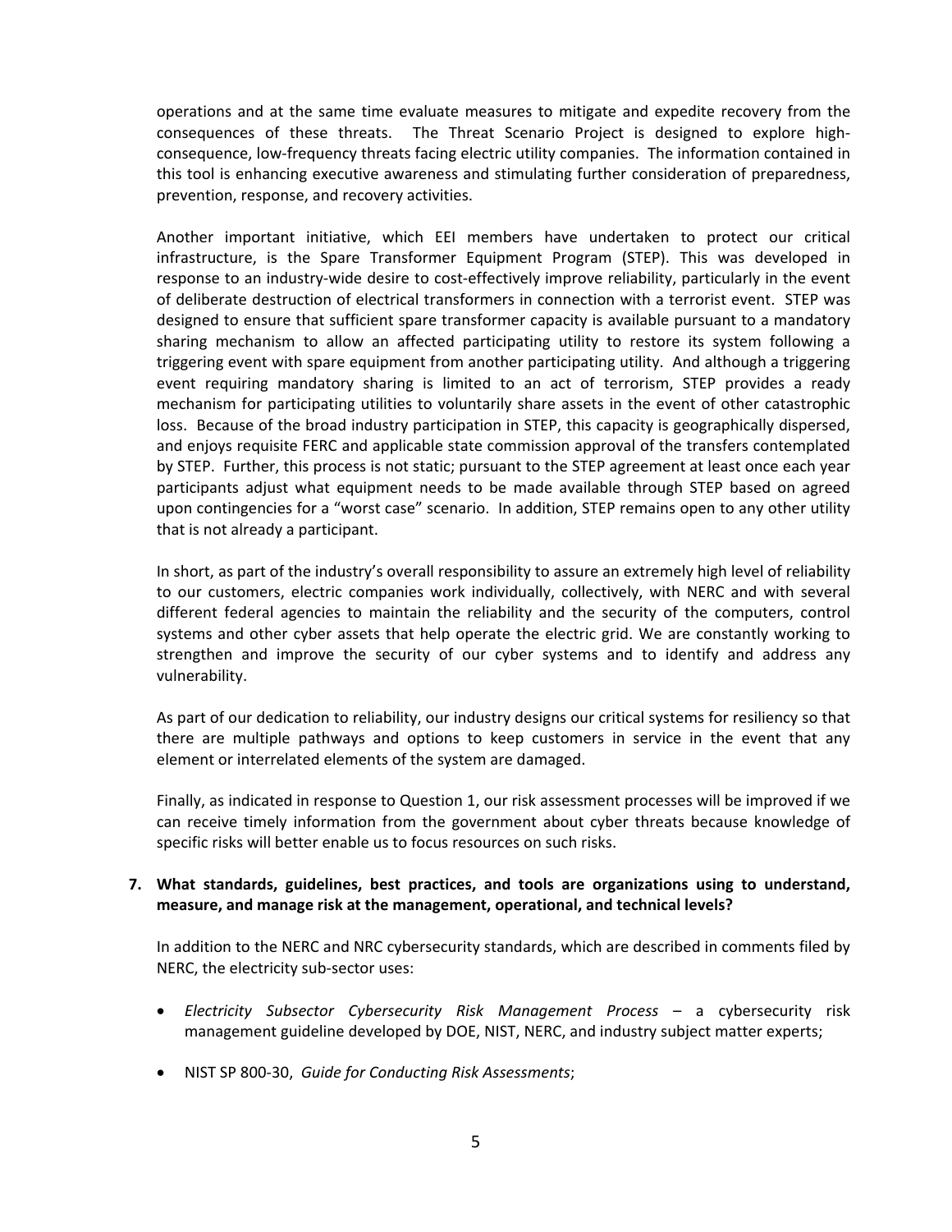operations and at the same time evaluate measures to mitigate and expedite recovery from the consequences of these threats. The Threat Scenario Project is designed to explore high-consequence, low-frequency threats facing electric utility companies. The information contained in this tool is enhancing executive awareness and stimulating further consideration of preparedness, prevention, response, and recovery activities.

Another important initiative, which EEI members have undertaken to protect our critical infrastructure, is the Spare Transformer Equipment Program (STEP). This was developed in response to an industry-wide desire to cost-effectively improve reliability, particularly in the event of deliberate destruction of electrical transformers in connection with a terrorist event. STEP was designed to ensure that sufficient spare transformer capacity is available pursuant to a mandatory sharing mechanism to allow an affected participating utility to restore its system following a triggering event with spare equipment from another participating utility. And although a triggering event requiring mandatory sharing is limited to an act of terrorism, STEP provides a ready mechanism for participating utilities to voluntarily share assets in the event of other catastrophic loss. Because of the broad industry participation in STEP, this capacity is geographically dispersed, and enjoys requisite FERC and applicable state commission approval of the transfers contemplated by STEP. Further, this process is not static; pursuant to the STEP agreement at least once each year participants adjust what equipment needs to be made available through STEP based on agreed upon contingencies for a "worst case" scenario. In addition, STEP remains open to any other utility that is not already a participant.

In short, as part of the industry's overall responsibility to assure an extremely high level of reliability to our customers, electric companies work individually, collectively, with NERC and with several different federal agencies to maintain the reliability and the security of the computers, control systems and other cyber assets that help operate the electric grid. We are constantly working to strengthen and improve the security of our cyber systems and to identify and address any vulnerability.

As part of our dedication to reliability, our industry designs our critical systems for resiliency so that there are multiple pathways and options to keep customers in service in the event that any element or interrelated elements of the system are damaged.

Finally, as indicated in response to Question 1, our risk assessment processes will be improved if we can receive timely information from the government about cyber threats because knowledge of specific risks will better enable us to focus resources on such risks.

**7. What standards, guidelines, best practices, and tools are organizations using to understand, measure, and manage risk at the management, operational, and technical levels?**

In addition to the NERC and NRC cybersecurity standards, which are described in comments filed by NERC, the electricity sub-sector uses:

- *Electricity Subsector Cybersecurity Risk Management Process* – a cybersecurity risk management guideline developed by DOE, NIST, NERC, and industry subject matter experts;
- NIST SP 800-30, *Guide for Conducting Risk Assessments*;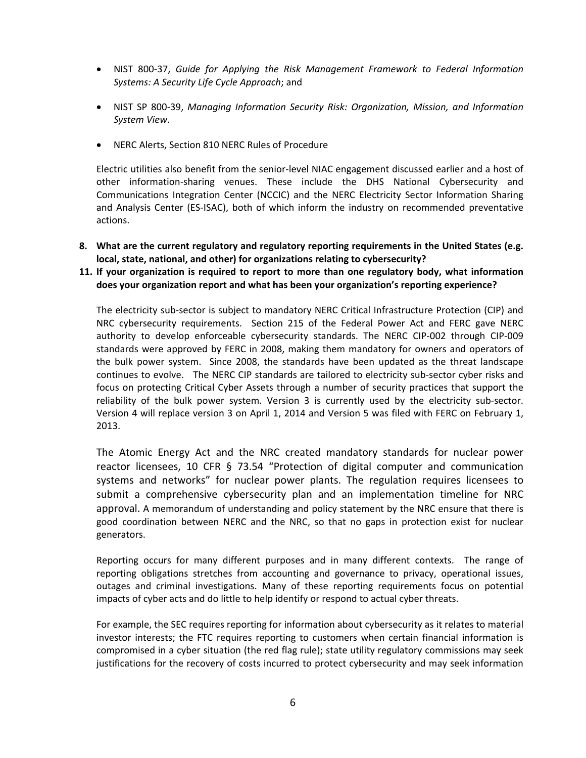- NIST 800-37, *Guide for Applying the Risk Management Framework to Federal Information Systems: A Security Life Cycle Approach*; and
- NIST SP 800-39, *Managing Information Security Risk: Organization, Mission, and Information System View*.
- NERC Alerts, Section 810 NERC Rules of Procedure

Electric utilities also benefit from the senior-level NIAC engagement discussed earlier and a host of other information-sharing venues. These include the DHS National Cybersecurity and Communications Integration Center (NCCIC) and the NERC Electricity Sector Information Sharing and Analysis Center (ES-ISAC), both of which inform the industry on recommended preventative actions.

**8. What are the current regulatory and regulatory reporting requirements in the United States (e.g. local, state, national, and other) for organizations relating to cybersecurity?**

**11. If your organization is required to report to more than one regulatory body, what information does your organization report and what has been your organization's reporting experience?**

The electricity sub-sector is subject to mandatory NERC Critical Infrastructure Protection (CIP) and NRC cybersecurity requirements. Section 215 of the Federal Power Act and FERC gave NERC authority to develop enforceable cybersecurity standards. The NERC CIP-002 through CIP-009 standards were approved by FERC in 2008, making them mandatory for owners and operators of the bulk power system. Since 2008, the standards have been updated as the threat landscape continues to evolve. The NERC CIP standards are tailored to electricity sub-sector cyber risks and focus on protecting Critical Cyber Assets through a number of security practices that support the reliability of the bulk power system. Version 3 is currently used by the electricity sub-sector. Version 4 will replace version 3 on April 1, 2014 and Version 5 was filed with FERC on February 1, 2013.

The Atomic Energy Act and the NRC created mandatory standards for nuclear power reactor licensees, 10 CFR § 73.54 "Protection of digital computer and communication systems and networks" for nuclear power plants. The regulation requires licensees to submit a comprehensive cybersecurity plan and an implementation timeline for NRC approval. A memorandum of understanding and policy statement by the NRC ensure that there is good coordination between NERC and the NRC, so that no gaps in protection exist for nuclear generators.

Reporting occurs for many different purposes and in many different contexts. The range of reporting obligations stretches from accounting and governance to privacy, operational issues, outages and criminal investigations. Many of these reporting requirements focus on potential impacts of cyber acts and do little to help identify or respond to actual cyber threats.

For example, the SEC requires reporting for information about cybersecurity as it relates to material investor interests; the FTC requires reporting to customers when certain financial information is compromised in a cyber situation (the red flag rule); state utility regulatory commissions may seek justifications for the recovery of costs incurred to protect cybersecurity and may seek information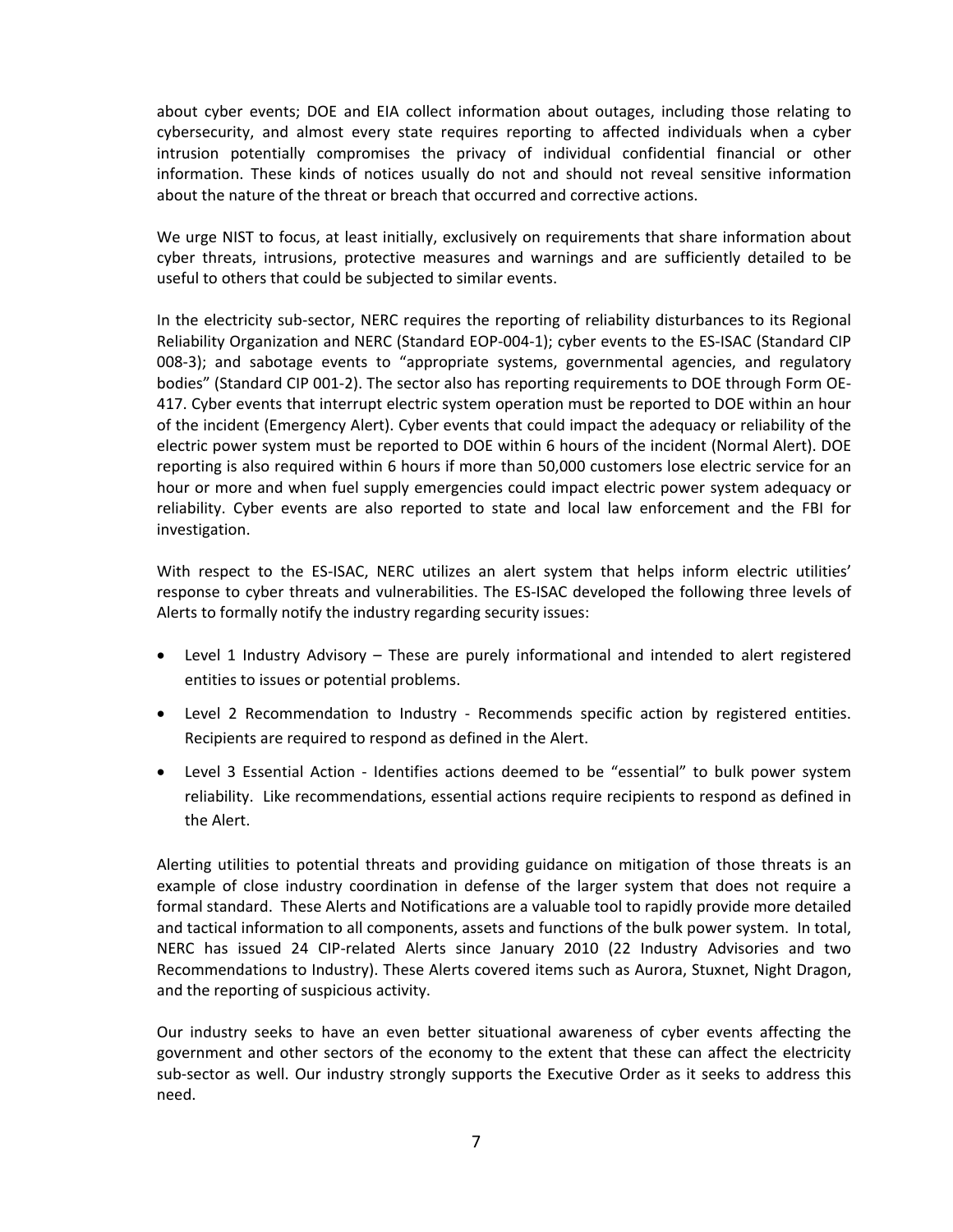about cyber events; DOE and EIA collect information about outages, including those relating to cybersecurity, and almost every state requires reporting to affected individuals when a cyber intrusion potentially compromises the privacy of individual confidential financial or other information. These kinds of notices usually do not and should not reveal sensitive information about the nature of the threat or breach that occurred and corrective actions.

We urge NIST to focus, at least initially, exclusively on requirements that share information about cyber threats, intrusions, protective measures and warnings and are sufficiently detailed to be useful to others that could be subjected to similar events.

In the electricity sub-sector, NERC requires the reporting of reliability disturbances to its Regional Reliability Organization and NERC (Standard EOP-004-1); cyber events to the ES-ISAC (Standard CIP 008-3); and sabotage events to "appropriate systems, governmental agencies, and regulatory bodies" (Standard CIP 001-2). The sector also has reporting requirements to DOE through Form OE-417. Cyber events that interrupt electric system operation must be reported to DOE within an hour of the incident (Emergency Alert). Cyber events that could impact the adequacy or reliability of the electric power system must be reported to DOE within 6 hours of the incident (Normal Alert). DOE reporting is also required within 6 hours if more than 50,000 customers lose electric service for an hour or more and when fuel supply emergencies could impact electric power system adequacy or reliability. Cyber events are also reported to state and local law enforcement and the FBI for investigation.

With respect to the ES-ISAC, NERC utilizes an alert system that helps inform electric utilities' response to cyber threats and vulnerabilities. The ES-ISAC developed the following three levels of Alerts to formally notify the industry regarding security issues:

- Level 1 Industry Advisory – These are purely informational and intended to alert registered entities to issues or potential problems.
- Level 2 Recommendation to Industry - Recommends specific action by registered entities. Recipients are required to respond as defined in the Alert.
- Level 3 Essential Action - Identifies actions deemed to be "essential" to bulk power system reliability. Like recommendations, essential actions require recipients to respond as defined in the Alert.

Alerting utilities to potential threats and providing guidance on mitigation of those threats is an example of close industry coordination in defense of the larger system that does not require a formal standard. These Alerts and Notifications are a valuable tool to rapidly provide more detailed and tactical information to all components, assets and functions of the bulk power system. In total, NERC has issued 24 CIP-related Alerts since January 2010 (22 Industry Advisories and two Recommendations to Industry). These Alerts covered items such as Aurora, Stuxnet, Night Dragon, and the reporting of suspicious activity.

Our industry seeks to have an even better situational awareness of cyber events affecting the government and other sectors of the economy to the extent that these can affect the electricity sub-sector as well. Our industry strongly supports the Executive Order as it seeks to address this need.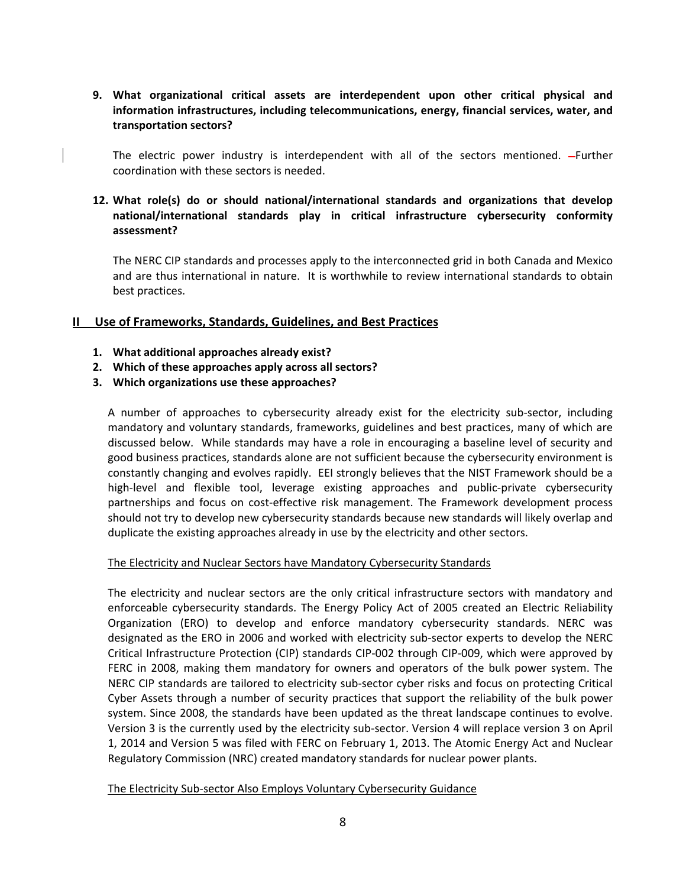**9. What organizational critical assets are interdependent upon other critical physical and information infrastructures, including telecommunications, energy, financial services, water, and transportation sectors?**

The electric power industry is interdependent with all of the sectors mentioned. Further coordination with these sectors is needed.

**12. What role(s) do or should national/international standards and organizations that develop national/international standards play in critical infrastructure cybersecurity conformity assessment?**

The NERC CIP standards and processes apply to the interconnected grid in both Canada and Mexico and are thus international in nature. It is worthwhile to review international standards to obtain best practices.

## II Use of Frameworks, Standards, Guidelines, and Best Practices

1. **What additional approaches already exist?**
2. **Which of these approaches apply across all sectors?**
3. **Which organizations use these approaches?**

A number of approaches to cybersecurity already exist for the electricity sub-sector, including mandatory and voluntary standards, frameworks, guidelines and best practices, many of which are discussed below. While standards may have a role in encouraging a baseline level of security and good business practices, standards alone are not sufficient because the cybersecurity environment is constantly changing and evolves rapidly. EEI strongly believes that the NIST Framework should be a high-level and flexible tool, leverage existing approaches and public-private cybersecurity partnerships and focus on cost-effective risk management. The Framework development process should not try to develop new cybersecurity standards because new standards will likely overlap and duplicate the existing approaches already in use by the electricity and other sectors.

<u>The Electricity and Nuclear Sectors have Mandatory Cybersecurity Standards</u>

The electricity and nuclear sectors are the only critical infrastructure sectors with mandatory and enforceable cybersecurity standards. The Energy Policy Act of 2005 created an Electric Reliability Organization (ERO) to develop and enforce mandatory cybersecurity standards. NERC was designated as the ERO in 2006 and worked with electricity sub-sector experts to develop the NERC Critical Infrastructure Protection (CIP) standards CIP-002 through CIP-009, which were approved by FERC in 2008, making them mandatory for owners and operators of the bulk power system. The NERC CIP standards are tailored to electricity sub-sector cyber risks and focus on protecting Critical Cyber Assets through a number of security practices that support the reliability of the bulk power system. Since 2008, the standards have been updated as the threat landscape continues to evolve. Version 3 is the currently used by the electricity sub-sector. Version 4 will replace version 3 on April 1, 2014 and Version 5 was filed with FERC on February 1, 2013. The Atomic Energy Act and Nuclear Regulatory Commission (NRC) created mandatory standards for nuclear power plants.

<u>The Electricity Sub-sector Also Employs Voluntary Cybersecurity Guidance</u>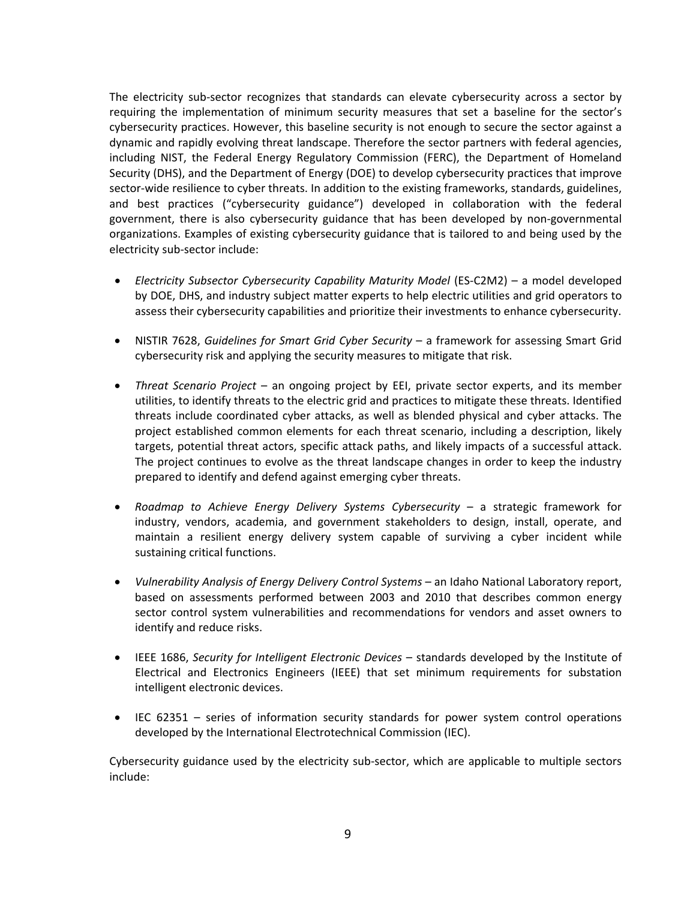The electricity sub-sector recognizes that standards can elevate cybersecurity across a sector by requiring the implementation of minimum security measures that set a baseline for the sector's cybersecurity practices. However, this baseline security is not enough to secure the sector against a dynamic and rapidly evolving threat landscape. Therefore the sector partners with federal agencies, including NIST, the Federal Energy Regulatory Commission (FERC), the Department of Homeland Security (DHS), and the Department of Energy (DOE) to develop cybersecurity practices that improve sector-wide resilience to cyber threats. In addition to the existing frameworks, standards, guidelines, and best practices ("cybersecurity guidance") developed in collaboration with the federal government, there is also cybersecurity guidance that has been developed by non-governmental organizations. Examples of existing cybersecurity guidance that is tailored to and being used by the electricity sub-sector include:

- *Electricity Subsector Cybersecurity Capability Maturity Model* (ES-C2M2) – a model developed by DOE, DHS, and industry subject matter experts to help electric utilities and grid operators to assess their cybersecurity capabilities and prioritize their investments to enhance cybersecurity.

- NISTIR 7628, *Guidelines for Smart Grid Cyber Security* – a framework for assessing Smart Grid cybersecurity risk and applying the security measures to mitigate that risk.

- *Threat Scenario Project* – an ongoing project by EEI, private sector experts, and its member utilities, to identify threats to the electric grid and practices to mitigate these threats. Identified threats include coordinated cyber attacks, as well as blended physical and cyber attacks. The project established common elements for each threat scenario, including a description, likely targets, potential threat actors, specific attack paths, and likely impacts of a successful attack. The project continues to evolve as the threat landscape changes in order to keep the industry prepared to identify and defend against emerging cyber threats.

- *Roadmap to Achieve Energy Delivery Systems Cybersecurity* – a strategic framework for industry, vendors, academia, and government stakeholders to design, install, operate, and maintain a resilient energy delivery system capable of surviving a cyber incident while sustaining critical functions.

- *Vulnerability Analysis of Energy Delivery Control Systems* – an Idaho National Laboratory report, based on assessments performed between 2003 and 2010 that describes common energy sector control system vulnerabilities and recommendations for vendors and asset owners to identify and reduce risks.

- IEEE 1686, *Security for Intelligent Electronic Devices* – standards developed by the Institute of Electrical and Electronics Engineers (IEEE) that set minimum requirements for substation intelligent electronic devices.

- IEC 62351 – series of information security standards for power system control operations developed by the International Electrotechnical Commission (IEC).

Cybersecurity guidance used by the electricity sub-sector, which are applicable to multiple sectors include: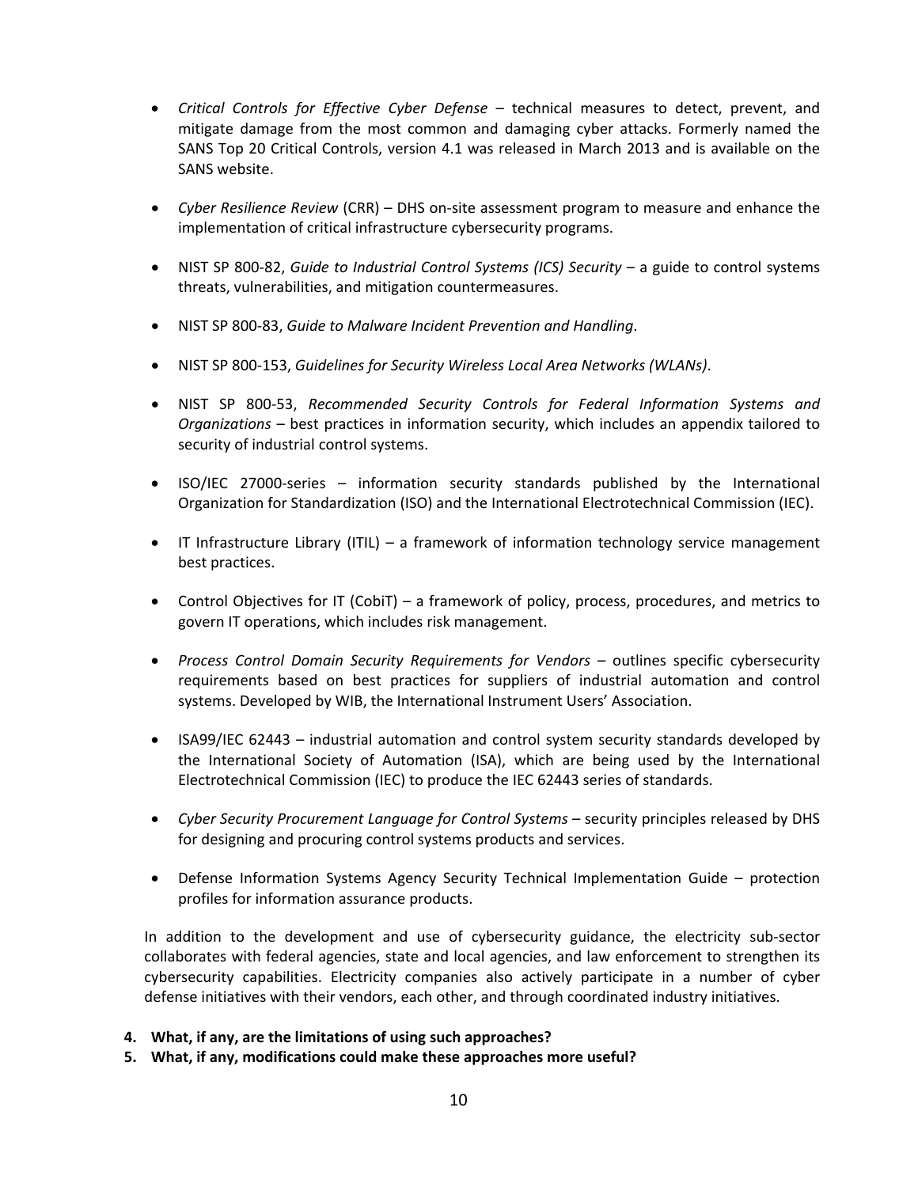- *Critical Controls for Effective Cyber Defense* – technical measures to detect, prevent, and mitigate damage from the most common and damaging cyber attacks. Formerly named the SANS Top 20 Critical Controls, version 4.1 was released in March 2013 and is available on the SANS website.

- *Cyber Resilience Review* (CRR) – DHS on-site assessment program to measure and enhance the implementation of critical infrastructure cybersecurity programs.

- NIST SP 800-82, *Guide to Industrial Control Systems (ICS) Security* – a guide to control systems threats, vulnerabilities, and mitigation countermeasures.

- NIST SP 800-83, *Guide to Malware Incident Prevention and Handling*.

- NIST SP 800-153, *Guidelines for Security Wireless Local Area Networks (WLANs)*.

- NIST SP 800-53, *Recommended Security Controls for Federal Information Systems and Organizations* – best practices in information security, which includes an appendix tailored to security of industrial control systems.

- ISO/IEC 27000-series – information security standards published by the International Organization for Standardization (ISO) and the International Electrotechnical Commission (IEC).

- IT Infrastructure Library (ITIL) – a framework of information technology service management best practices.

- Control Objectives for IT (CobiT) – a framework of policy, process, procedures, and metrics to govern IT operations, which includes risk management.

- *Process Control Domain Security Requirements for Vendors* – outlines specific cybersecurity requirements based on best practices for suppliers of industrial automation and control systems. Developed by WIB, the International Instrument Users' Association.

- ISA99/IEC 62443 – industrial automation and control system security standards developed by the International Society of Automation (ISA), which are being used by the International Electrotechnical Commission (IEC) to produce the IEC 62443 series of standards.

- *Cyber Security Procurement Language for Control Systems* – security principles released by DHS for designing and procuring control systems products and services.

- Defense Information Systems Agency Security Technical Implementation Guide – protection profiles for information assurance products.

In addition to the development and use of cybersecurity guidance, the electricity sub-sector collaborates with federal agencies, state and local agencies, and law enforcement to strengthen its cybersecurity capabilities. Electricity companies also actively participate in a number of cyber defense initiatives with their vendors, each other, and through coordinated industry initiatives.

**4. What, if any, are the limitations of using such approaches?**

**5. What, if any, modifications could make these approaches more useful?**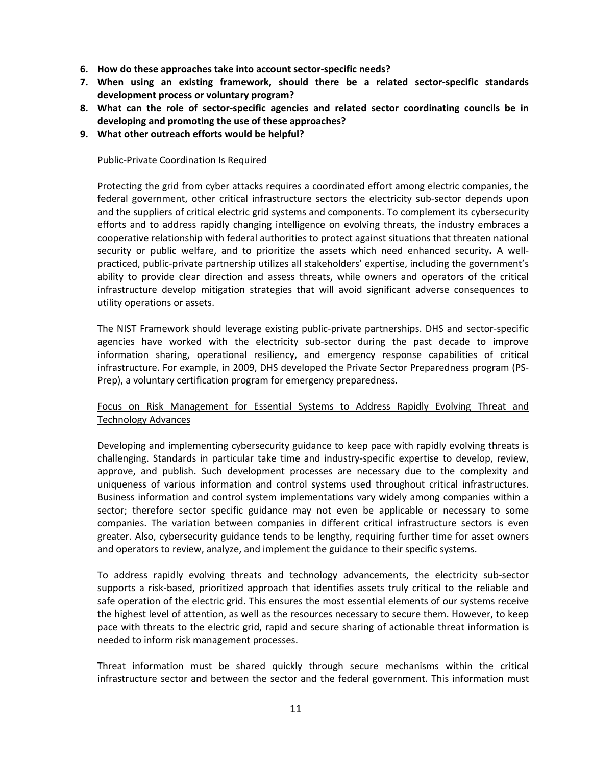6. **How do these approaches take into account sector-specific needs?**
7. **When using an existing framework, should there be a related sector-specific standards development process or voluntary program?**
8. **What can the role of sector-specific agencies and related sector coordinating councils be in developing and promoting the use of these approaches?**
9. **What other outreach efforts would be helpful?**

Public-Private Coordination Is Required

Protecting the grid from cyber attacks requires a coordinated effort among electric companies, the federal government, other critical infrastructure sectors the electricity sub-sector depends upon and the suppliers of critical electric grid systems and components. To complement its cybersecurity efforts and to address rapidly changing intelligence on evolving threats, the industry embraces a cooperative relationship with federal authorities to protect against situations that threaten national security or public welfare, and to prioritize the assets which need enhanced security**.** A well-practiced, public-private partnership utilizes all stakeholders' expertise, including the government's ability to provide clear direction and assess threats, while owners and operators of the critical infrastructure develop mitigation strategies that will avoid significant adverse consequences to utility operations or assets.

The NIST Framework should leverage existing public-private partnerships. DHS and sector-specific agencies have worked with the electricity sub-sector during the past decade to improve information sharing, operational resiliency, and emergency response capabilities of critical infrastructure. For example, in 2009, DHS developed the Private Sector Preparedness program (PS-Prep), a voluntary certification program for emergency preparedness.

Focus on Risk Management for Essential Systems to Address Rapidly Evolving Threat and Technology Advances

Developing and implementing cybersecurity guidance to keep pace with rapidly evolving threats is challenging. Standards in particular take time and industry-specific expertise to develop, review, approve, and publish. Such development processes are necessary due to the complexity and uniqueness of various information and control systems used throughout critical infrastructures. Business information and control system implementations vary widely among companies within a sector; therefore sector specific guidance may not even be applicable or necessary to some companies. The variation between companies in different critical infrastructure sectors is even greater. Also, cybersecurity guidance tends to be lengthy, requiring further time for asset owners and operators to review, analyze, and implement the guidance to their specific systems.

To address rapidly evolving threats and technology advancements, the electricity sub-sector supports a risk-based, prioritized approach that identifies assets truly critical to the reliable and safe operation of the electric grid. This ensures the most essential elements of our systems receive the highest level of attention, as well as the resources necessary to secure them. However, to keep pace with threats to the electric grid, rapid and secure sharing of actionable threat information is needed to inform risk management processes.

Threat information must be shared quickly through secure mechanisms within the critical infrastructure sector and between the sector and the federal government. This information must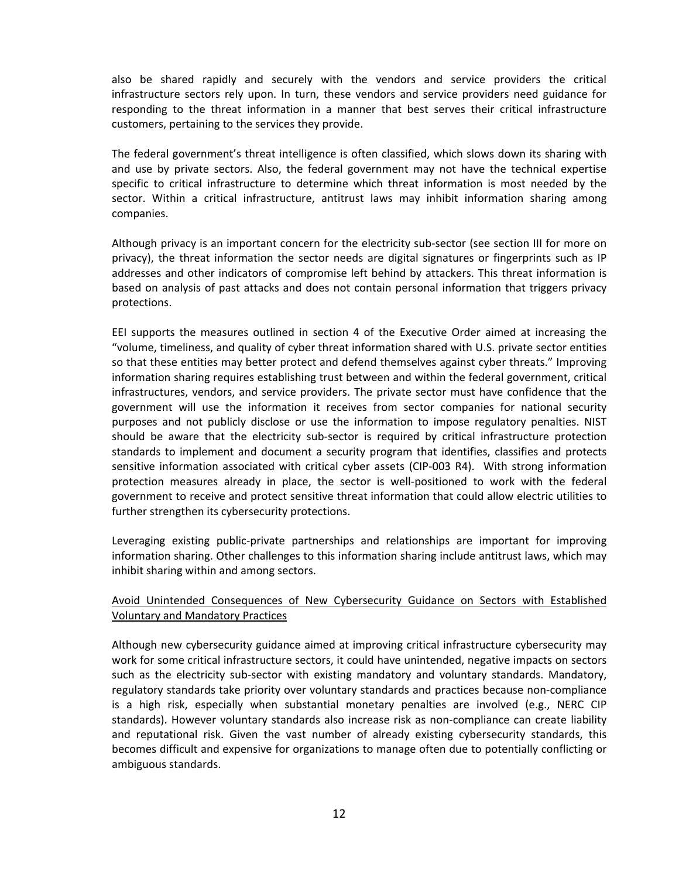also be shared rapidly and securely with the vendors and service providers the critical infrastructure sectors rely upon. In turn, these vendors and service providers need guidance for responding to the threat information in a manner that best serves their critical infrastructure customers, pertaining to the services they provide.

The federal government's threat intelligence is often classified, which slows down its sharing with and use by private sectors. Also, the federal government may not have the technical expertise specific to critical infrastructure to determine which threat information is most needed by the sector. Within a critical infrastructure, antitrust laws may inhibit information sharing among companies.

Although privacy is an important concern for the electricity sub-sector (see section III for more on privacy), the threat information the sector needs are digital signatures or fingerprints such as IP addresses and other indicators of compromise left behind by attackers. This threat information is based on analysis of past attacks and does not contain personal information that triggers privacy protections.

EEI supports the measures outlined in section 4 of the Executive Order aimed at increasing the "volume, timeliness, and quality of cyber threat information shared with U.S. private sector entities so that these entities may better protect and defend themselves against cyber threats." Improving information sharing requires establishing trust between and within the federal government, critical infrastructures, vendors, and service providers. The private sector must have confidence that the government will use the information it receives from sector companies for national security purposes and not publicly disclose or use the information to impose regulatory penalties. NIST should be aware that the electricity sub-sector is required by critical infrastructure protection standards to implement and document a security program that identifies, classifies and protects sensitive information associated with critical cyber assets (CIP-003 R4). With strong information protection measures already in place, the sector is well-positioned to work with the federal government to receive and protect sensitive threat information that could allow electric utilities to further strengthen its cybersecurity protections.

Leveraging existing public-private partnerships and relationships are important for improving information sharing. Other challenges to this information sharing include antitrust laws, which may inhibit sharing within and among sectors.

<u>Avoid Unintended Consequences of New Cybersecurity Guidance on Sectors with Established Voluntary and Mandatory Practices</u>

Although new cybersecurity guidance aimed at improving critical infrastructure cybersecurity may work for some critical infrastructure sectors, it could have unintended, negative impacts on sectors such as the electricity sub-sector with existing mandatory and voluntary standards. Mandatory, regulatory standards take priority over voluntary standards and practices because non-compliance is a high risk, especially when substantial monetary penalties are involved (e.g., NERC CIP standards). However voluntary standards also increase risk as non-compliance can create liability and reputational risk. Given the vast number of already existing cybersecurity standards, this becomes difficult and expensive for organizations to manage often due to potentially conflicting or ambiguous standards.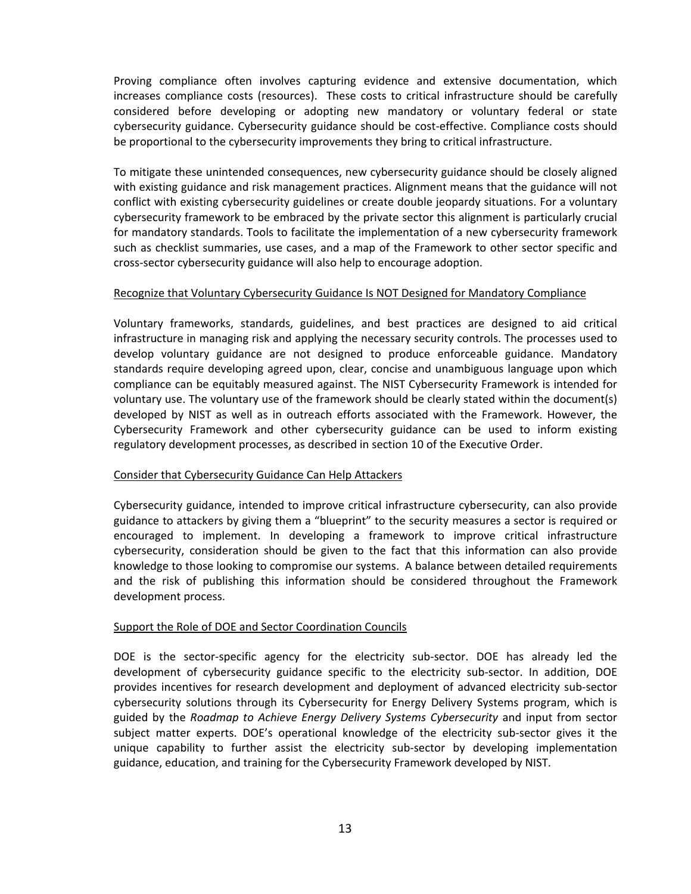Proving compliance often involves capturing evidence and extensive documentation, which increases compliance costs (resources). These costs to critical infrastructure should be carefully considered before developing or adopting new mandatory or voluntary federal or state cybersecurity guidance. Cybersecurity guidance should be cost-effective. Compliance costs should be proportional to the cybersecurity improvements they bring to critical infrastructure.

To mitigate these unintended consequences, new cybersecurity guidance should be closely aligned with existing guidance and risk management practices. Alignment means that the guidance will not conflict with existing cybersecurity guidelines or create double jeopardy situations. For a voluntary cybersecurity framework to be embraced by the private sector this alignment is particularly crucial for mandatory standards. Tools to facilitate the implementation of a new cybersecurity framework such as checklist summaries, use cases, and a map of the Framework to other sector specific and cross-sector cybersecurity guidance will also help to encourage adoption.

<u>Recognize that Voluntary Cybersecurity Guidance Is NOT Designed for Mandatory Compliance</u>

Voluntary frameworks, standards, guidelines, and best practices are designed to aid critical infrastructure in managing risk and applying the necessary security controls. The processes used to develop voluntary guidance are not designed to produce enforceable guidance. Mandatory standards require developing agreed upon, clear, concise and unambiguous language upon which compliance can be equitably measured against. The NIST Cybersecurity Framework is intended for voluntary use. The voluntary use of the framework should be clearly stated within the document(s) developed by NIST as well as in outreach efforts associated with the Framework. However, the Cybersecurity Framework and other cybersecurity guidance can be used to inform existing regulatory development processes, as described in section 10 of the Executive Order.

<u>Consider that Cybersecurity Guidance Can Help Attackers</u>

Cybersecurity guidance, intended to improve critical infrastructure cybersecurity, can also provide guidance to attackers by giving them a "blueprint" to the security measures a sector is required or encouraged to implement. In developing a framework to improve critical infrastructure cybersecurity, consideration should be given to the fact that this information can also provide knowledge to those looking to compromise our systems. A balance between detailed requirements and the risk of publishing this information should be considered throughout the Framework development process.

<u>Support the Role of DOE and Sector Coordination Councils</u>

DOE is the sector-specific agency for the electricity sub-sector. DOE has already led the development of cybersecurity guidance specific to the electricity sub-sector. In addition, DOE provides incentives for research development and deployment of advanced electricity sub-sector cybersecurity solutions through its Cybersecurity for Energy Delivery Systems program, which is guided by the *Roadmap to Achieve Energy Delivery Systems Cybersecurity* and input from sector subject matter experts. DOE's operational knowledge of the electricity sub-sector gives it the unique capability to further assist the electricity sub-sector by developing implementation guidance, education, and training for the Cybersecurity Framework developed by NIST.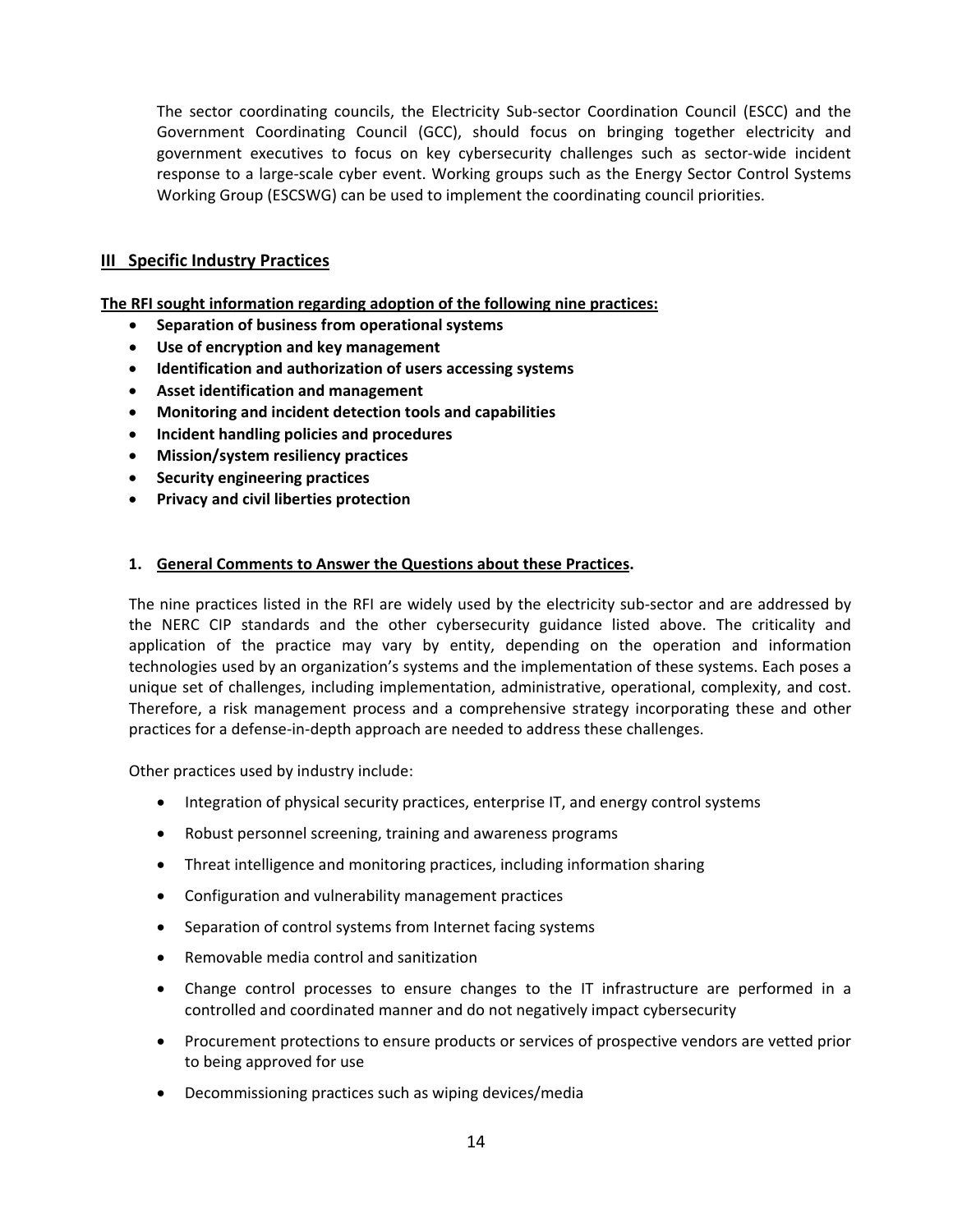The sector coordinating councils, the Electricity Sub-sector Coordination Council (ESCC) and the Government Coordinating Council (GCC), should focus on bringing together electricity and government executives to focus on key cybersecurity challenges such as sector-wide incident response to a large-scale cyber event. Working groups such as the Energy Sector Control Systems Working Group (ESCSWG) can be used to implement the coordinating council priorities.

## III Specific Industry Practices

**The RFI sought information regarding adoption of the following nine practices:**

- **Separation of business from operational systems**
- **Use of encryption and key management**
- **Identification and authorization of users accessing systems**
- **Asset identification and management**
- **Monitoring and incident detection tools and capabilities**
- **Incident handling policies and procedures**
- **Mission/system resiliency practices**
- **Security engineering practices**
- **Privacy and civil liberties protection**

### 1. General Comments to Answer the Questions about these Practices.

The nine practices listed in the RFI are widely used by the electricity sub-sector and are addressed by the NERC CIP standards and the other cybersecurity guidance listed above. The criticality and application of the practice may vary by entity, depending on the operation and information technologies used by an organization's systems and the implementation of these systems. Each poses a unique set of challenges, including implementation, administrative, operational, complexity, and cost. Therefore, a risk management process and a comprehensive strategy incorporating these and other practices for a defense-in-depth approach are needed to address these challenges.

Other practices used by industry include:

- Integration of physical security practices, enterprise IT, and energy control systems
- Robust personnel screening, training and awareness programs
- Threat intelligence and monitoring practices, including information sharing
- Configuration and vulnerability management practices
- Separation of control systems from Internet facing systems
- Removable media control and sanitization
- Change control processes to ensure changes to the IT infrastructure are performed in a controlled and coordinated manner and do not negatively impact cybersecurity
- Procurement protections to ensure products or services of prospective vendors are vetted prior to being approved for use
- Decommissioning practices such as wiping devices/media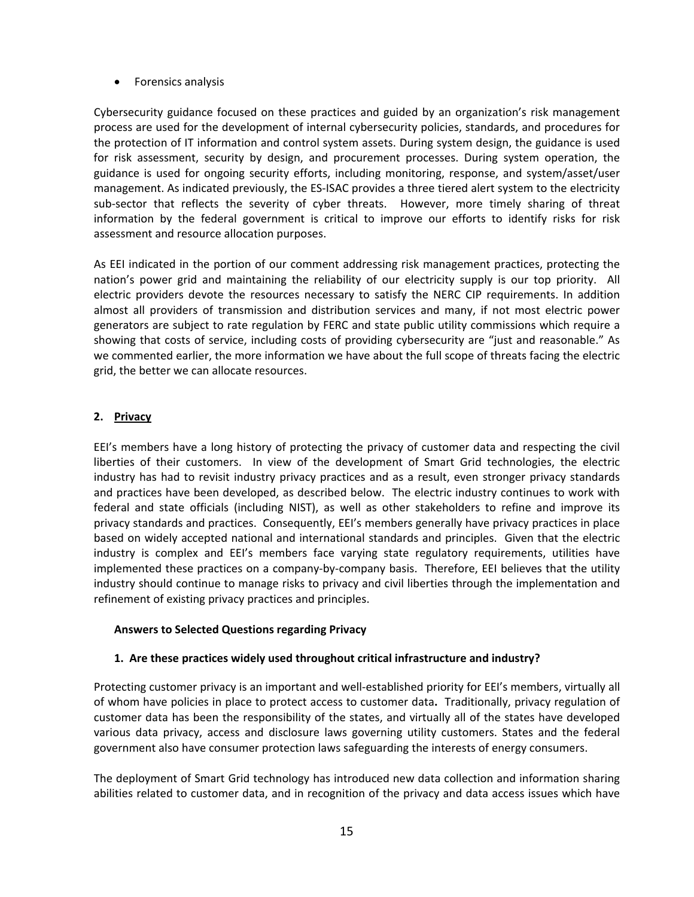- Forensics analysis

Cybersecurity guidance focused on these practices and guided by an organization's risk management process are used for the development of internal cybersecurity policies, standards, and procedures for the protection of IT information and control system assets. During system design, the guidance is used for risk assessment, security by design, and procurement processes. During system operation, the guidance is used for ongoing security efforts, including monitoring, response, and system/asset/user management. As indicated previously, the ES-ISAC provides a three tiered alert system to the electricity sub-sector that reflects the severity of cyber threats. However, more timely sharing of threat information by the federal government is critical to improve our efforts to identify risks for risk assessment and resource allocation purposes.

As EEI indicated in the portion of our comment addressing risk management practices, protecting the nation's power grid and maintaining the reliability of our electricity supply is our top priority. All electric providers devote the resources necessary to satisfy the NERC CIP requirements. In addition almost all providers of transmission and distribution services and many, if not most electric power generators are subject to rate regulation by FERC and state public utility commissions which require a showing that costs of service, including costs of providing cybersecurity are "just and reasonable." As we commented earlier, the more information we have about the full scope of threats facing the electric grid, the better we can allocate resources.

## 2. Privacy

EEI's members have a long history of protecting the privacy of customer data and respecting the civil liberties of their customers. In view of the development of Smart Grid technologies, the electric industry has had to revisit industry privacy practices and as a result, even stronger privacy standards and practices have been developed, as described below. The electric industry continues to work with federal and state officials (including NIST), as well as other stakeholders to refine and improve its privacy standards and practices. Consequently, EEI's members generally have privacy practices in place based on widely accepted national and international standards and principles. Given that the electric industry is complex and EEI's members face varying state regulatory requirements, utilities have implemented these practices on a company-by-company basis. Therefore, EEI believes that the utility industry should continue to manage risks to privacy and civil liberties through the implementation and refinement of existing privacy practices and principles.

### Answers to Selected Questions regarding Privacy

#### 1. Are these practices widely used throughout critical infrastructure and industry?

Protecting customer privacy is an important and well-established priority for EEI's members, virtually all of whom have policies in place to protect access to customer data**.** Traditionally, privacy regulation of customer data has been the responsibility of the states, and virtually all of the states have developed various data privacy, access and disclosure laws governing utility customers. States and the federal government also have consumer protection laws safeguarding the interests of energy consumers.

The deployment of Smart Grid technology has introduced new data collection and information sharing abilities related to customer data, and in recognition of the privacy and data access issues which have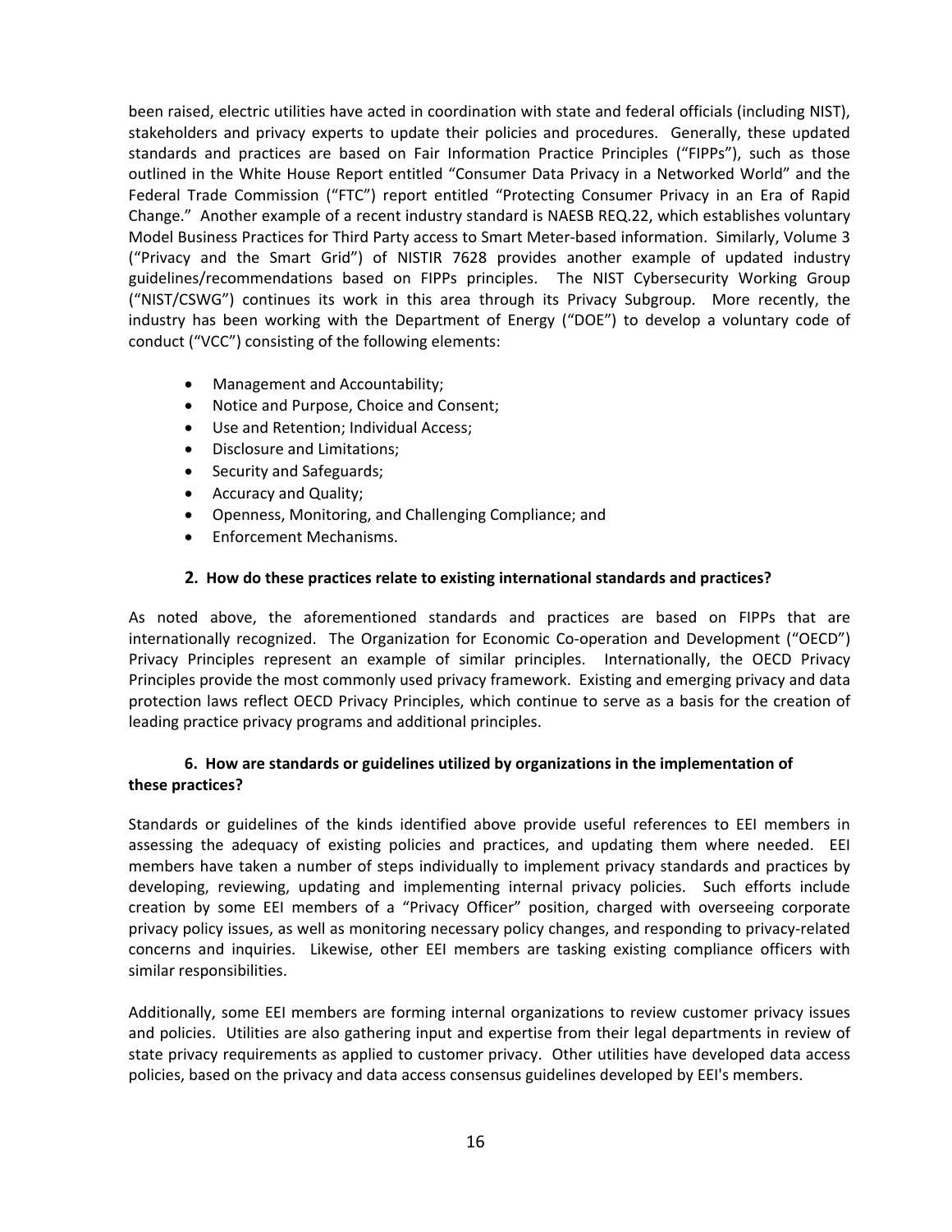been raised, electric utilities have acted in coordination with state and federal officials (including NIST), stakeholders and privacy experts to update their policies and procedures. Generally, these updated standards and practices are based on Fair Information Practice Principles ("FIPPs"), such as those outlined in the White House Report entitled "Consumer Data Privacy in a Networked World" and the Federal Trade Commission ("FTC") report entitled "Protecting Consumer Privacy in an Era of Rapid Change." Another example of a recent industry standard is NAESB REQ.22, which establishes voluntary Model Business Practices for Third Party access to Smart Meter-based information. Similarly, Volume 3 ("Privacy and the Smart Grid") of NISTIR 7628 provides another example of updated industry guidelines/recommendations based on FIPPs principles. The NIST Cybersecurity Working Group ("NIST/CSWG") continues its work in this area through its Privacy Subgroup. More recently, the industry has been working with the Department of Energy ("DOE") to develop a voluntary code of conduct ("VCC") consisting of the following elements:

- Management and Accountability;
- Notice and Purpose, Choice and Consent;
- Use and Retention; Individual Access;
- Disclosure and Limitations;
- Security and Safeguards;
- Accuracy and Quality;
- Openness, Monitoring, and Challenging Compliance; and
- Enforcement Mechanisms.

**2. How do these practices relate to existing international standards and practices?**

As noted above, the aforementioned standards and practices are based on FIPPs that are internationally recognized. The Organization for Economic Co-operation and Development ("OECD") Privacy Principles represent an example of similar principles. Internationally, the OECD Privacy Principles provide the most commonly used privacy framework. Existing and emerging privacy and data protection laws reflect OECD Privacy Principles, which continue to serve as a basis for the creation of leading practice privacy programs and additional principles.

**6. How are standards or guidelines utilized by organizations in the implementation of these practices?**

Standards or guidelines of the kinds identified above provide useful references to EEI members in assessing the adequacy of existing policies and practices, and updating them where needed. EEI members have taken a number of steps individually to implement privacy standards and practices by developing, reviewing, updating and implementing internal privacy policies. Such efforts include creation by some EEI members of a "Privacy Officer" position, charged with overseeing corporate privacy policy issues, as well as monitoring necessary policy changes, and responding to privacy-related concerns and inquiries. Likewise, other EEI members are tasking existing compliance officers with similar responsibilities.

Additionally, some EEI members are forming internal organizations to review customer privacy issues and policies. Utilities are also gathering input and expertise from their legal departments in review of state privacy requirements as applied to customer privacy. Other utilities have developed data access policies, based on the privacy and data access consensus guidelines developed by EEI's members.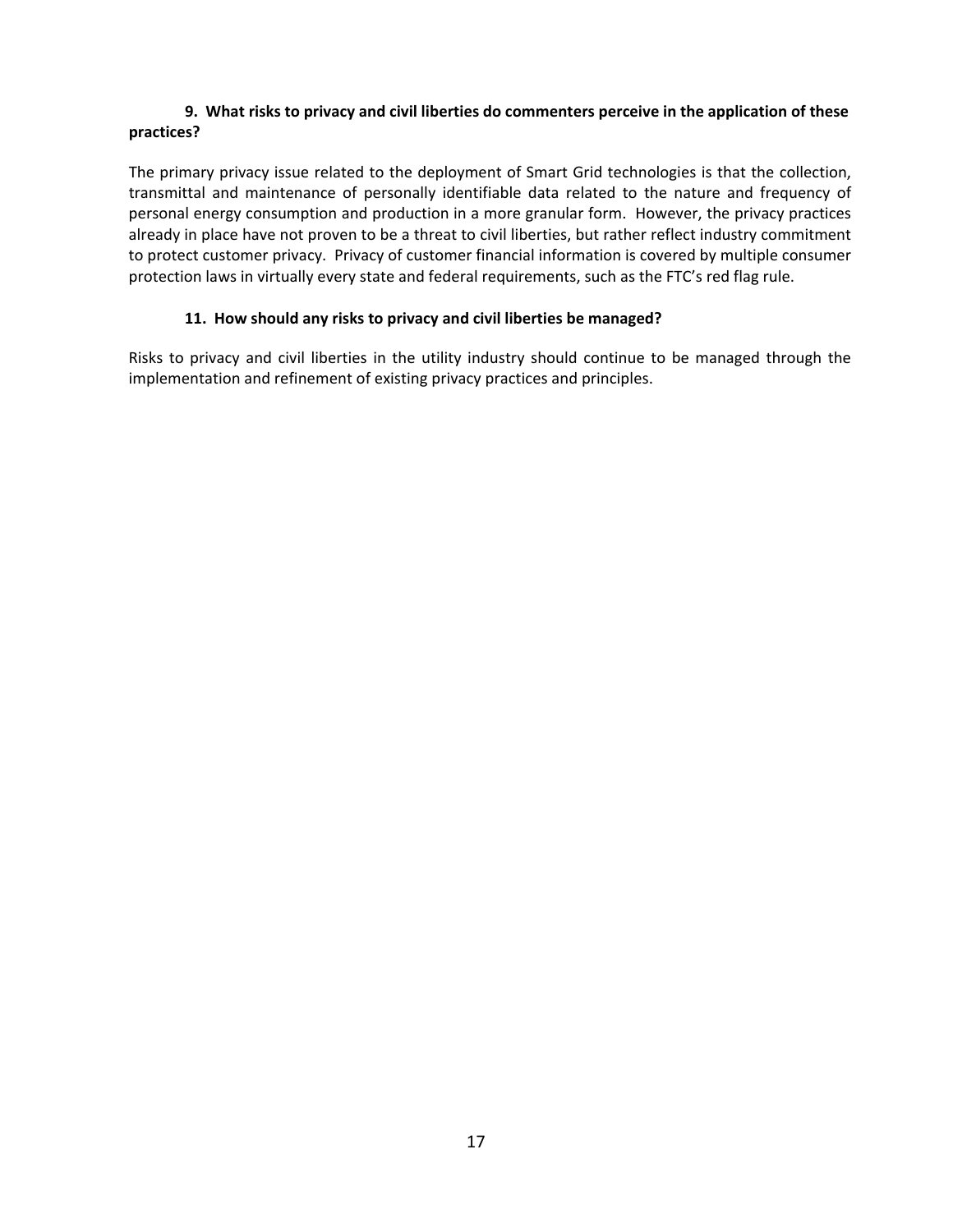**9. What risks to privacy and civil liberties do commenters perceive in the application of these practices?**

The primary privacy issue related to the deployment of Smart Grid technologies is that the collection, transmittal and maintenance of personally identifiable data related to the nature and frequency of personal energy consumption and production in a more granular form. However, the privacy practices already in place have not proven to be a threat to civil liberties, but rather reflect industry commitment to protect customer privacy. Privacy of customer financial information is covered by multiple consumer protection laws in virtually every state and federal requirements, such as the FTC's red flag rule.

**11. How should any risks to privacy and civil liberties be managed?**

Risks to privacy and civil liberties in the utility industry should continue to be managed through the implementation and refinement of existing privacy practices and principles.